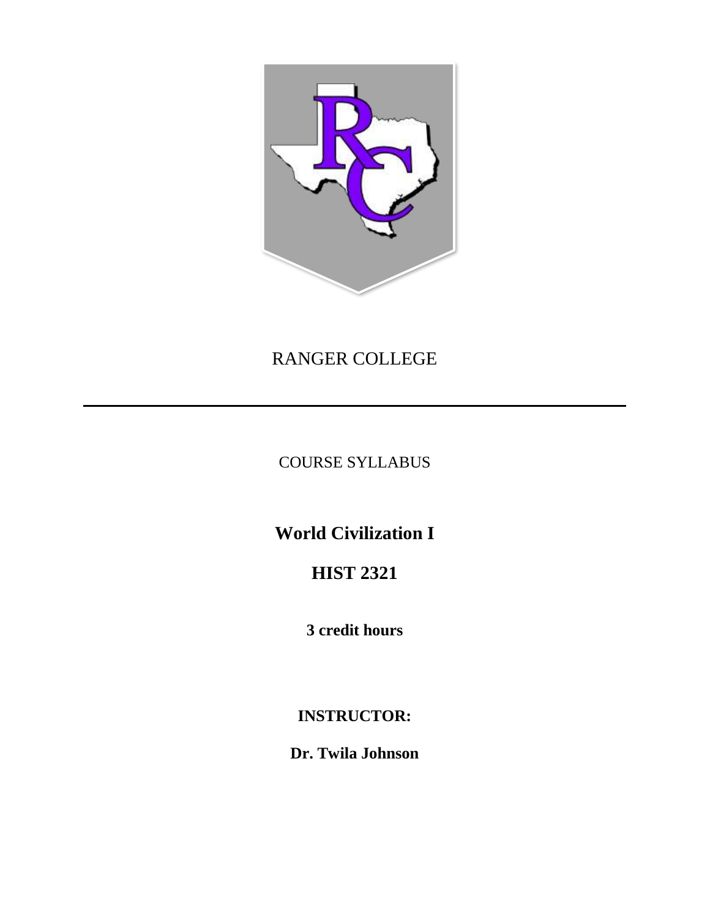RANGER COLLEGE

---

COURSE SYLLABUS

# World Civilization I

# HIST 2321

**3 credit hours**

**INSTRUCTOR:**

**Dr. Twila Johnson**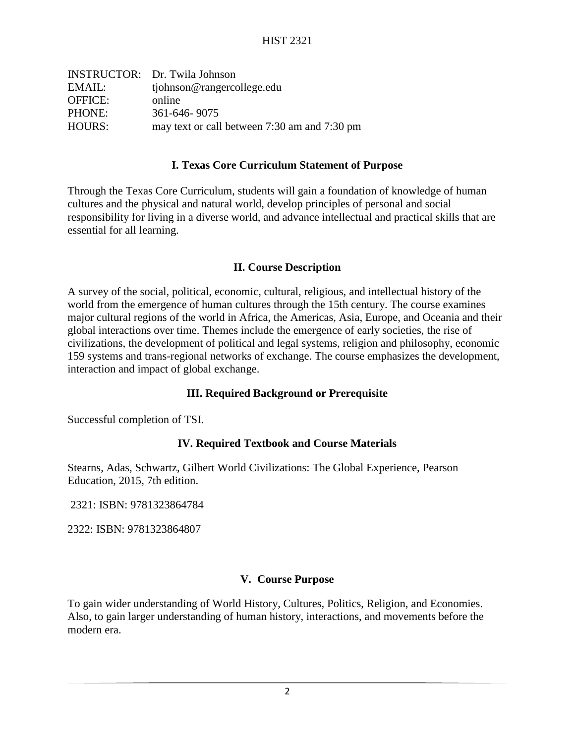# HIST 2321

| | |
|---|---|
| INSTRUCTOR: | Dr. Twila Johnson |
| EMAIL: | tjohnson@rangercollege.edu |
| OFFICE: | online |
| PHONE: | 361-646- 9075 |
| HOURS: | may text or call between 7:30 am and 7:30 pm |

## I. Texas Core Curriculum Statement of Purpose

Through the Texas Core Curriculum, students will gain a foundation of knowledge of human cultures and the physical and natural world, develop principles of personal and social responsibility for living in a diverse world, and advance intellectual and practical skills that are essential for all learning.

## II. Course Description

A survey of the social, political, economic, cultural, religious, and intellectual history of the world from the emergence of human cultures through the 15th century. The course examines major cultural regions of the world in Africa, the Americas, Asia, Europe, and Oceania and their global interactions over time. Themes include the emergence of early societies, the rise of civilizations, the development of political and legal systems, religion and philosophy, economic 159 systems and trans-regional networks of exchange. The course emphasizes the development, interaction and impact of global exchange.

## III. Required Background or Prerequisite

Successful completion of TSI.

## IV. Required Textbook and Course Materials

Stearns, Adas, Schwartz, Gilbert World Civilizations: The Global Experience, Pearson Education, 2015, 7th edition.

2321: ISBN: 9781323864784

2322: ISBN: 9781323864807

## V. Course Purpose

To gain wider understanding of World History, Cultures, Politics, Religion, and Economies. Also, to gain larger understanding of human history, interactions, and movements before the modern era.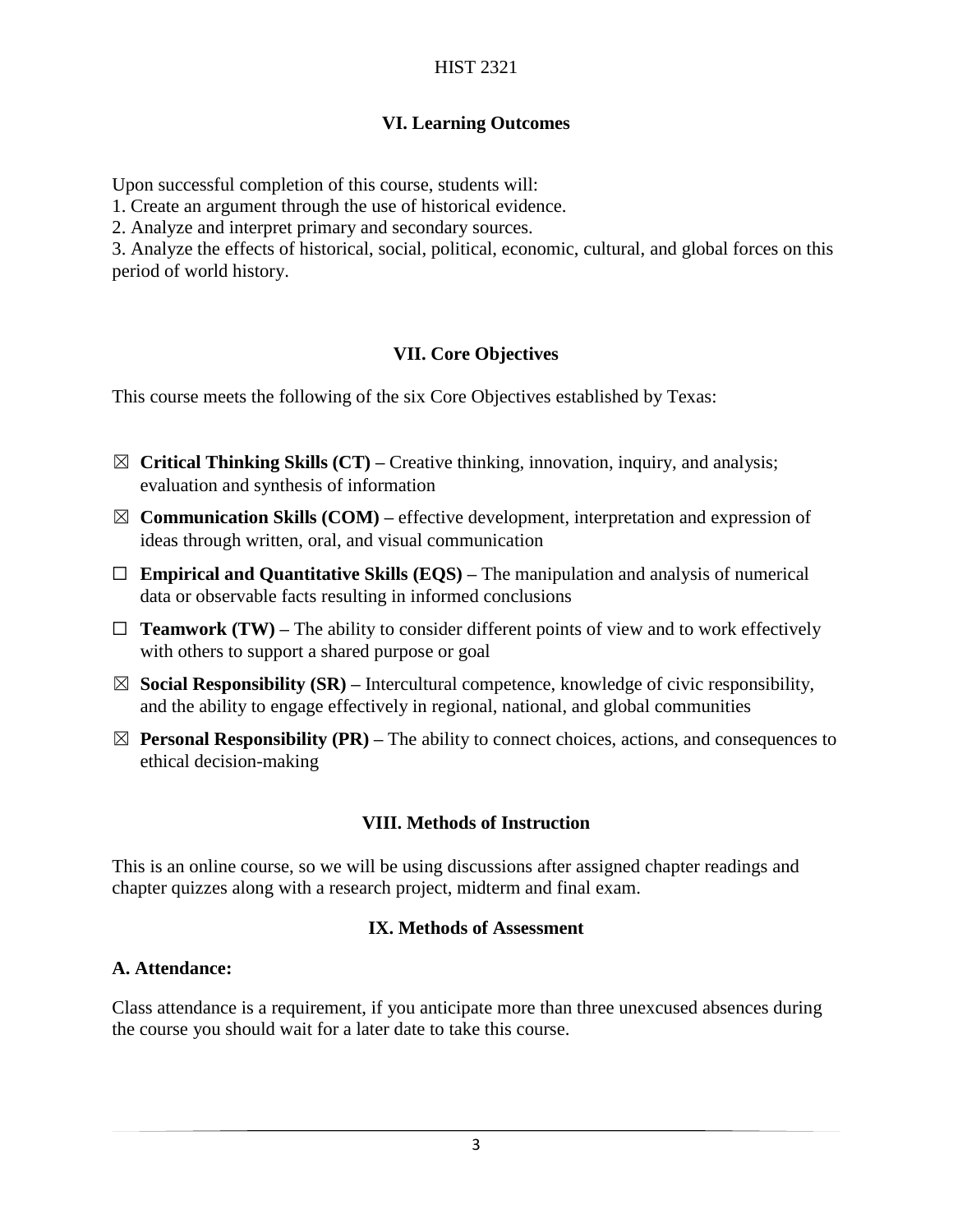## VI. Learning Outcomes

Upon successful completion of this course, students will:
1. Create an argument through the use of historical evidence.
2. Analyze and interpret primary and secondary sources.
3. Analyze the effects of historical, social, political, economic, cultural, and global forces on this period of world history.

## VII. Core Objectives

This course meets the following of the six Core Objectives established by Texas:

- ☒ **Critical Thinking Skills (CT) –** Creative thinking, innovation, inquiry, and analysis; evaluation and synthesis of information
- ☒ **Communication Skills (COM) –** effective development, interpretation and expression of ideas through written, oral, and visual communication
- ☐ **Empirical and Quantitative Skills (EQS) –** The manipulation and analysis of numerical data or observable facts resulting in informed conclusions
- ☐ **Teamwork (TW) –** The ability to consider different points of view and to work effectively with others to support a shared purpose or goal
- ☒ **Social Responsibility (SR) –** Intercultural competence, knowledge of civic responsibility, and the ability to engage effectively in regional, national, and global communities
- ☒ **Personal Responsibility (PR) –** The ability to connect choices, actions, and consequences to ethical decision-making

## VIII. Methods of Instruction

This is an online course, so we will be using discussions after assigned chapter readings and chapter quizzes along with a research project, midterm and final exam.

## IX. Methods of Assessment

### A. Attendance:

Class attendance is a requirement, if you anticipate more than three unexcused absences during the course you should wait for a later date to take this course.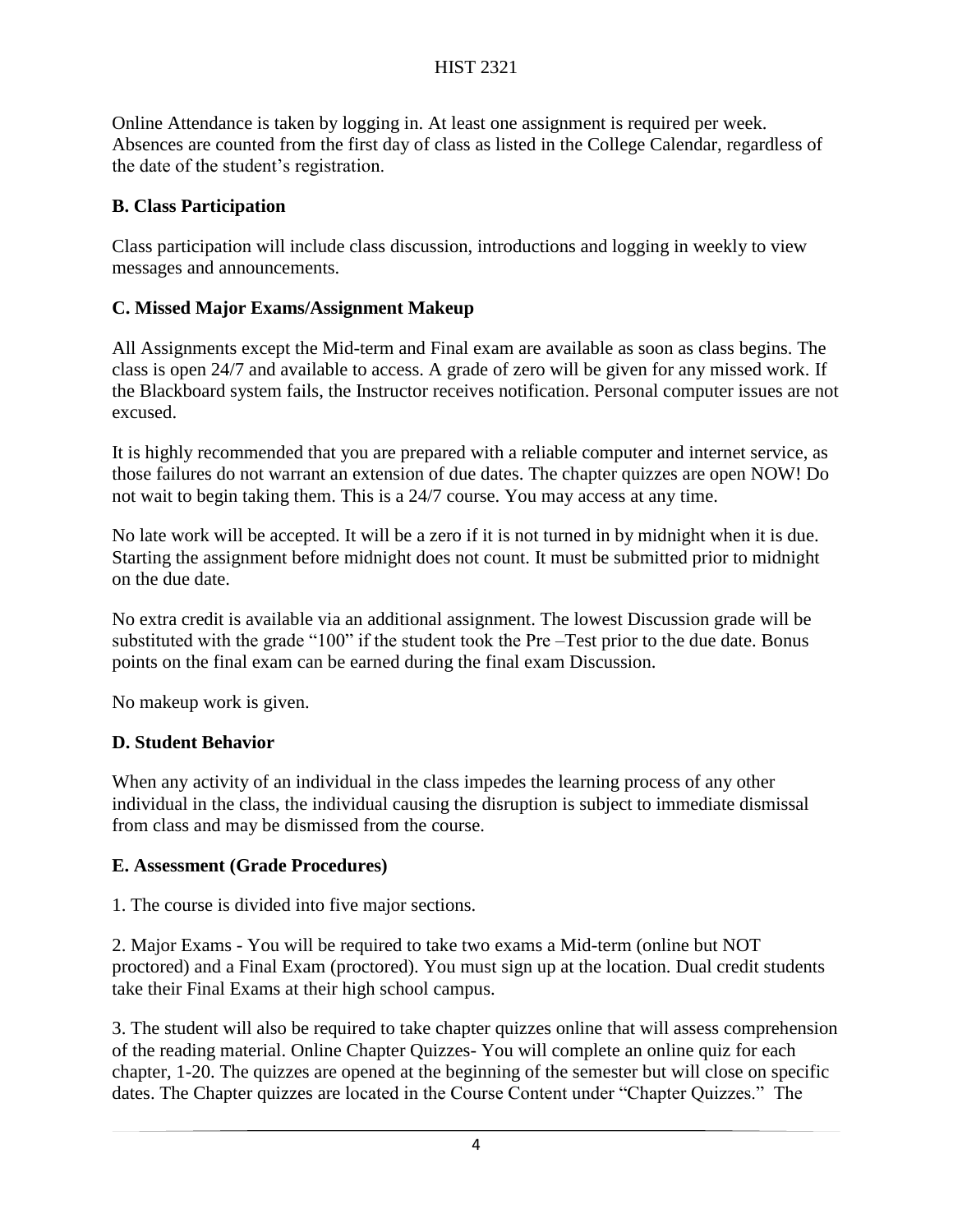Online Attendance is taken by logging in. At least one assignment is required per week. Absences are counted from the first day of class as listed in the College Calendar, regardless of the date of the student's registration.

**B. Class Participation**

Class participation will include class discussion, introductions and logging in weekly to view messages and announcements.

**C. Missed Major Exams/Assignment Makeup**

All Assignments except the Mid-term and Final exam are available as soon as class begins. The class is open 24/7 and available to access. A grade of zero will be given for any missed work. If the Blackboard system fails, the Instructor receives notification. Personal computer issues are not excused.

It is highly recommended that you are prepared with a reliable computer and internet service, as those failures do not warrant an extension of due dates. The chapter quizzes are open NOW! Do not wait to begin taking them. This is a 24/7 course. You may access at any time.

No late work will be accepted. It will be a zero if it is not turned in by midnight when it is due. Starting the assignment before midnight does not count. It must be submitted prior to midnight on the due date.

No extra credit is available via an additional assignment. The lowest Discussion grade will be substituted with the grade "100" if the student took the Pre –Test prior to the due date. Bonus points on the final exam can be earned during the final exam Discussion.

No makeup work is given.

**D. Student Behavior**

When any activity of an individual in the class impedes the learning process of any other individual in the class, the individual causing the disruption is subject to immediate dismissal from class and may be dismissed from the course.

**E. Assessment (Grade Procedures)**

1. The course is divided into five major sections.

2. Major Exams - You will be required to take two exams a Mid-term (online but NOT proctored) and a Final Exam (proctored). You must sign up at the location. Dual credit students take their Final Exams at their high school campus.

3. The student will also be required to take chapter quizzes online that will assess comprehension of the reading material. Online Chapter Quizzes- You will complete an online quiz for each chapter, 1-20. The quizzes are opened at the beginning of the semester but will close on specific dates. The Chapter quizzes are located in the Course Content under "Chapter Quizzes." The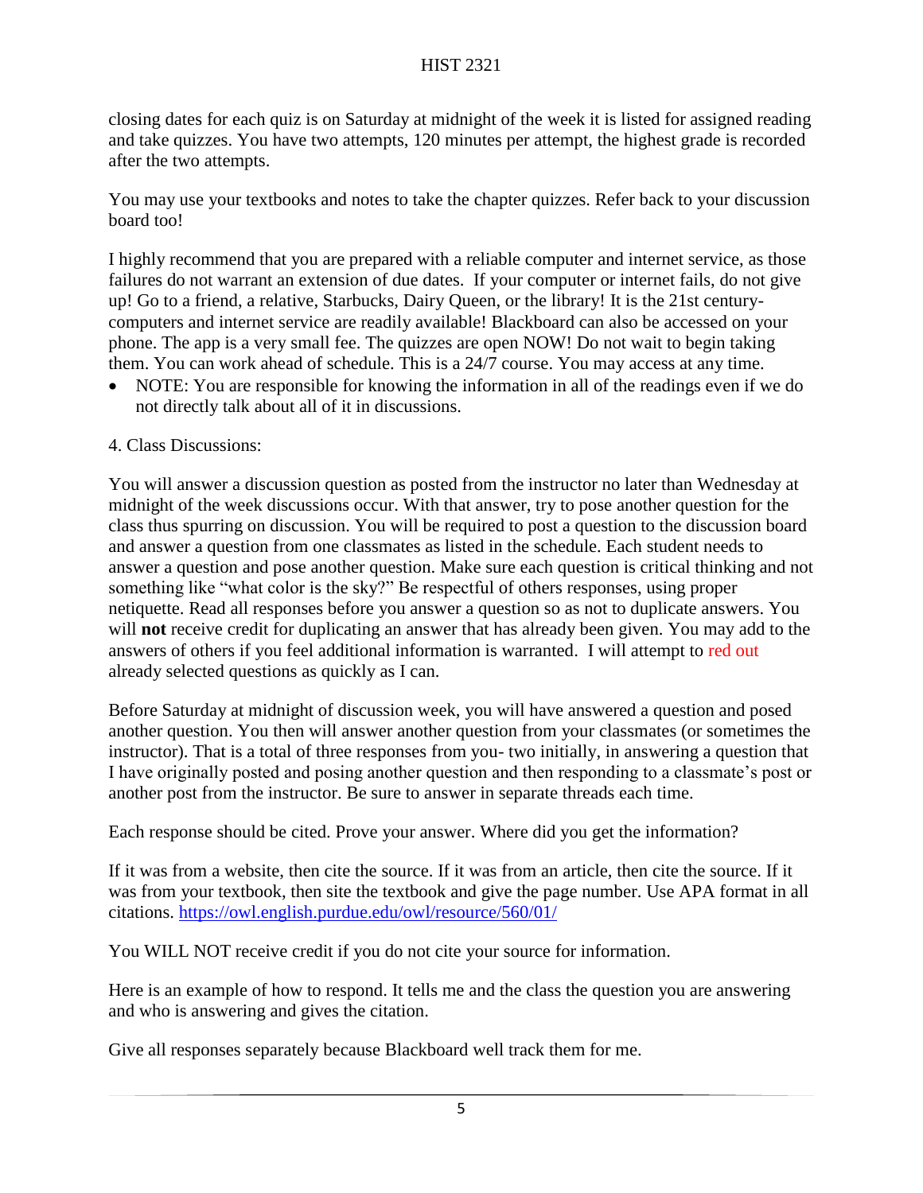closing dates for each quiz is on Saturday at midnight of the week it is listed for assigned reading and take quizzes. You have two attempts, 120 minutes per attempt, the highest grade is recorded after the two attempts.

You may use your textbooks and notes to take the chapter quizzes. Refer back to your discussion board too!

I highly recommend that you are prepared with a reliable computer and internet service, as those failures do not warrant an extension of due dates. If your computer or internet fails, do not give up! Go to a friend, a relative, Starbucks, Dairy Queen, or the library! It is the 21st century- computers and internet service are readily available! Blackboard can also be accessed on your phone. The app is a very small fee. The quizzes are open NOW! Do not wait to begin taking them. You can work ahead of schedule. This is a 24/7 course. You may access at any time.

- NOTE: You are responsible for knowing the information in all of the readings even if we do not directly talk about all of it in discussions.

4. Class Discussions:

You will answer a discussion question as posted from the instructor no later than Wednesday at midnight of the week discussions occur. With that answer, try to pose another question for the class thus spurring on discussion. You will be required to post a question to the discussion board and answer a question from one classmates as listed in the schedule. Each student needs to answer a question and pose another question. Make sure each question is critical thinking and not something like "what color is the sky?" Be respectful of others responses, using proper netiquette. Read all responses before you answer a question so as not to duplicate answers. You will **not** receive credit for duplicating an answer that has already been given. You may add to the answers of others if you feel additional information is warranted. I will attempt to red out already selected questions as quickly as I can.

Before Saturday at midnight of discussion week, you will have answered a question and posed another question. You then will answer another question from your classmates (or sometimes the instructor). That is a total of three responses from you- two initially, in answering a question that I have originally posted and posing another question and then responding to a classmate's post or another post from the instructor. Be sure to answer in separate threads each time.

Each response should be cited. Prove your answer. Where did you get the information?

If it was from a website, then cite the source. If it was from an article, then cite the source. If it was from your textbook, then site the textbook and give the page number. Use APA format in all citations. https://owl.english.purdue.edu/owl/resource/560/01/

You WILL NOT receive credit if you do not cite your source for information.

Here is an example of how to respond. It tells me and the class the question you are answering and who is answering and gives the citation.

Give all responses separately because Blackboard well track them for me.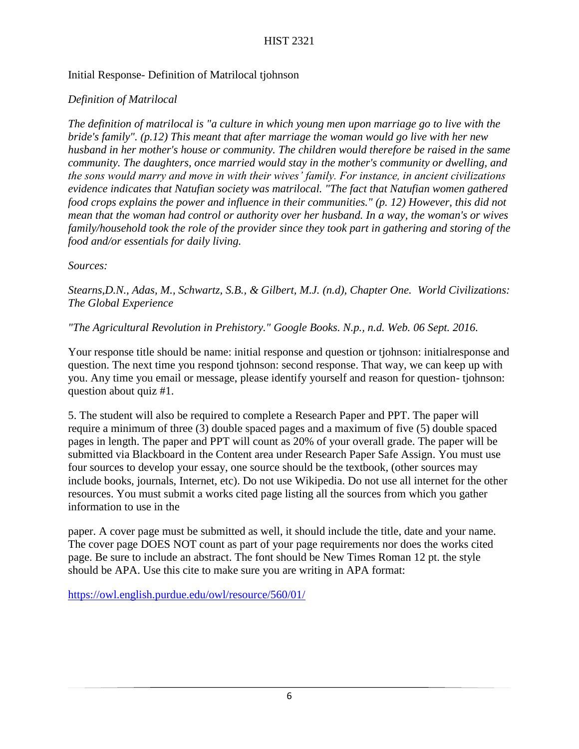Initial Response- Definition of Matrilocal tjohnson

*Definition of Matrilocal*

*The definition of matrilocal is "a culture in which young men upon marriage go to live with the bride's family". (p.12) This meant that after marriage the woman would go live with her new husband in her mother's house or community. The children would therefore be raised in the same community. The daughters, once married would stay in the mother's community or dwelling, and the sons would marry and move in with their wives' family. For instance, in ancient civilizations evidence indicates that Natufian society was matrilocal. "The fact that Natufian women gathered food crops explains the power and influence in their communities." (p. 12) However, this did not mean that the woman had control or authority over her husband. In a way, the woman's or wives family/household took the role of the provider since they took part in gathering and storing of the food and/or essentials for daily living.*

*Sources:*

*Stearns,D.N., Adas, M., Schwartz, S.B., & Gilbert, M.J. (n.d), Chapter One. World Civilizations: The Global Experience*

*"The Agricultural Revolution in Prehistory." Google Books. N.p., n.d. Web. 06 Sept. 2016.*

Your response title should be name: initial response and question or tjohnson: initialresponse and question. The next time you respond tjohnson: second response. That way, we can keep up with you. Any time you email or message, please identify yourself and reason for question- tjohnson: question about quiz #1.

5. The student will also be required to complete a Research Paper and PPT. The paper will require a minimum of three (3) double spaced pages and a maximum of five (5) double spaced pages in length. The paper and PPT will count as 20% of your overall grade. The paper will be submitted via Blackboard in the Content area under Research Paper Safe Assign. You must use four sources to develop your essay, one source should be the textbook, (other sources may include books, journals, Internet, etc). Do not use Wikipedia. Do not use all internet for the other resources. You must submit a works cited page listing all the sources from which you gather information to use in the paper. A cover page must be submitted as well, it should include the title, date and your name. The cover page DOES NOT count as part of your page requirements nor does the works cited page. Be sure to include an abstract. The font should be New Times Roman 12 pt. the style should be APA. Use this cite to make sure you are writing in APA format:

https://owl.english.purdue.edu/owl/resource/560/01/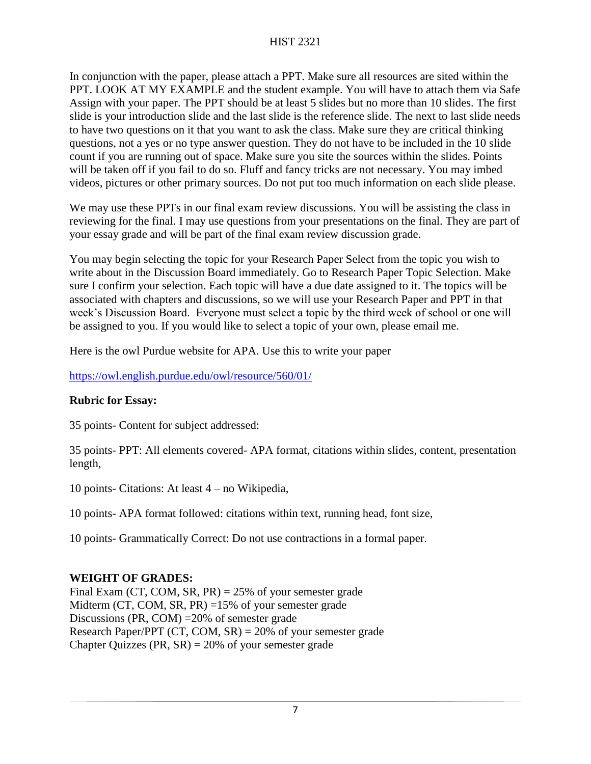In conjunction with the paper, please attach a PPT. Make sure all resources are sited within the PPT. LOOK AT MY EXAMPLE and the student example. You will have to attach them via Safe Assign with your paper. The PPT should be at least 5 slides but no more than 10 slides. The first slide is your introduction slide and the last slide is the reference slide. The next to last slide needs to have two questions on it that you want to ask the class. Make sure they are critical thinking questions, not a yes or no type answer question. They do not have to be included in the 10 slide count if you are running out of space. Make sure you site the sources within the slides. Points will be taken off if you fail to do so. Fluff and fancy tricks are not necessary. You may imbed videos, pictures or other primary sources. Do not put too much information on each slide please.

We may use these PPTs in our final exam review discussions. You will be assisting the class in reviewing for the final. I may use questions from your presentations on the final. They are part of your essay grade and will be part of the final exam review discussion grade.

You may begin selecting the topic for your Research Paper Select from the topic you wish to write about in the Discussion Board immediately. Go to Research Paper Topic Selection. Make sure I confirm your selection. Each topic will have a due date assigned to it. The topics will be associated with chapters and discussions, so we will use your Research Paper and PPT in that week's Discussion Board. Everyone must select a topic by the third week of school or one will be assigned to you. If you would like to select a topic of your own, please email me.

Here is the owl Purdue website for APA. Use this to write your paper

https://owl.english.purdue.edu/owl/resource/560/01/

**Rubric for Essay:**

35 points- Content for subject addressed:

35 points- PPT: All elements covered- APA format, citations within slides, content, presentation length,

10 points- Citations: At least 4 – no Wikipedia,

10 points- APA format followed: citations within text, running head, font size,

10 points- Grammatically Correct: Do not use contractions in a formal paper.

**WEIGHT OF GRADES:**

Final Exam (CT, COM, SR, PR) = 25% of your semester grade
Midterm (CT, COM, SR, PR) =15% of your semester grade
Discussions (PR, COM) =20% of semester grade
Research Paper/PPT (CT, COM, SR) = 20% of your semester grade
Chapter Quizzes (PR, SR) = 20% of your semester grade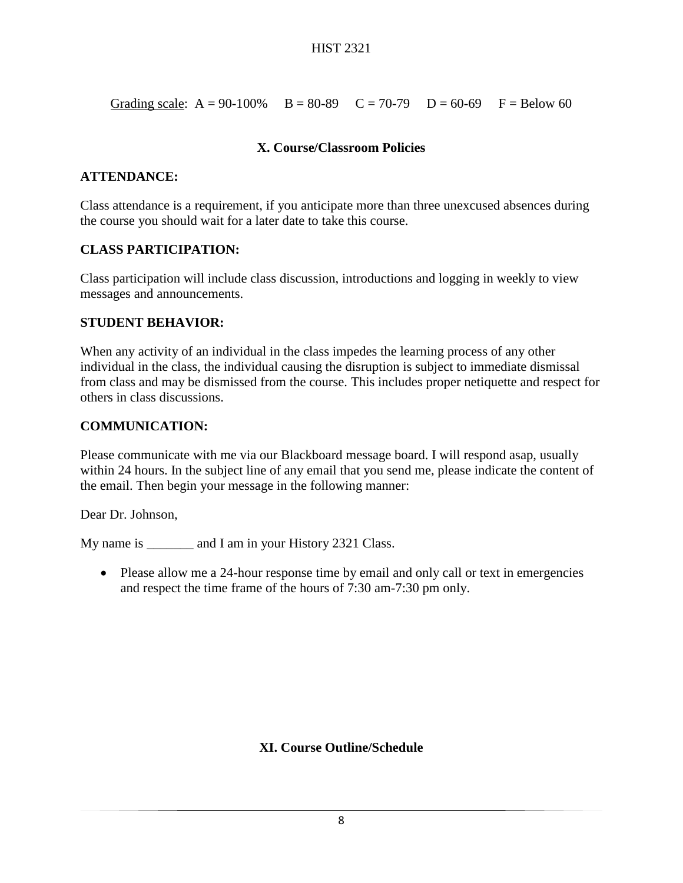Grading scale: A = 90-100%   B = 80-89   C = 70-79   D = 60-69   F = Below 60

## X. Course/Classroom Policies

**ATTENDANCE:**

Class attendance is a requirement, if you anticipate more than three unexcused absences during the course you should wait for a later date to take this course.

**CLASS PARTICIPATION:**

Class participation will include class discussion, introductions and logging in weekly to view messages and announcements.

**STUDENT BEHAVIOR:**

When any activity of an individual in the class impedes the learning process of any other individual in the class, the individual causing the disruption is subject to immediate dismissal from class and may be dismissed from the course. This includes proper netiquette and respect for others in class discussions.

**COMMUNICATION:**

Please communicate with me via our Blackboard message board. I will respond asap, usually within 24 hours. In the subject line of any email that you send me, please indicate the content of the email. Then begin your message in the following manner:

Dear Dr. Johnson,

My name is _______ and I am in your History 2321 Class.

- Please allow me a 24-hour response time by email and only call or text in emergencies and respect the time frame of the hours of 7:30 am-7:30 pm only.

## XI. Course Outline/Schedule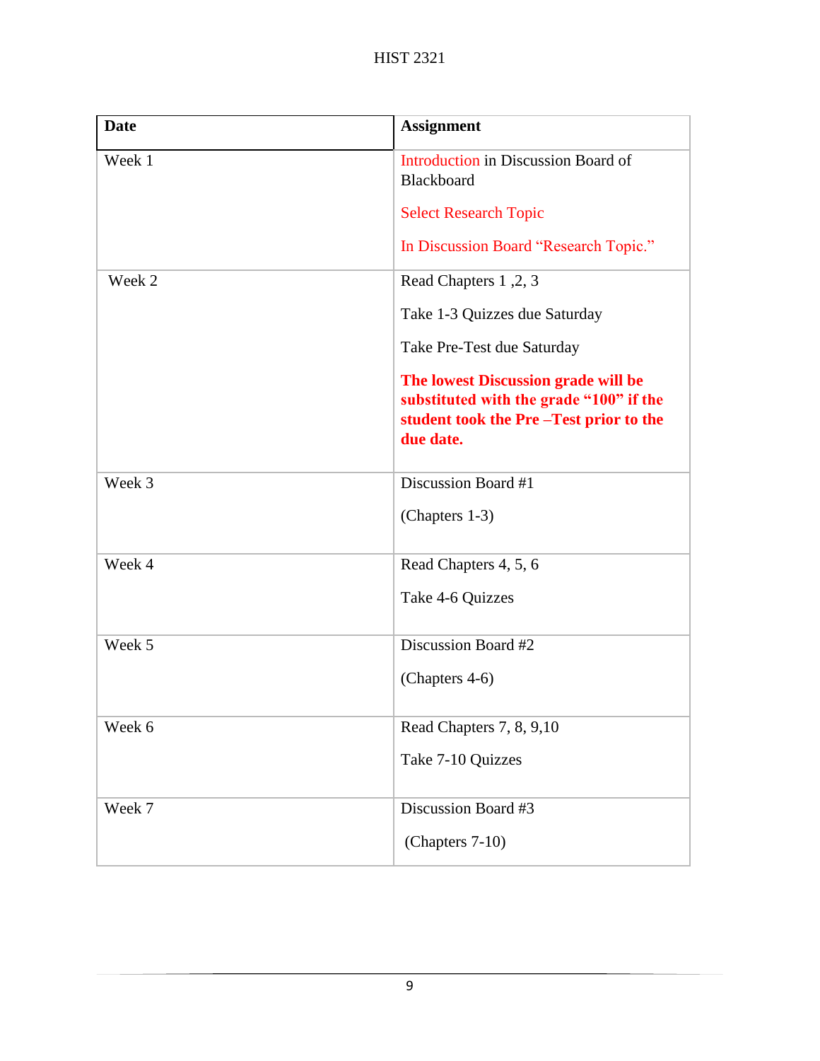| **Date** | **Assignment** |
|---|---|
| Week 1 | Introduction in Discussion Board of Blackboard<br><br>Select Research Topic<br><br>In Discussion Board "Research Topic." |
| Week 2 | Read Chapters 1 ,2, 3<br><br>Take 1-3 Quizzes due Saturday<br><br>Take Pre-Test due Saturday<br><br>**The lowest Discussion grade will be substituted with the grade "100" if the student took the Pre –Test prior to the due date.** |
| Week 3 | Discussion Board #1<br><br>(Chapters 1-3) |
| Week 4 | Read Chapters 4, 5, 6<br><br>Take 4-6 Quizzes |
| Week 5 | Discussion Board #2<br><br>(Chapters 4-6) |
| Week 6 | Read Chapters 7, 8, 9,10<br><br>Take 7-10 Quizzes |
| Week 7 | Discussion Board #3<br><br>(Chapters 7-10) |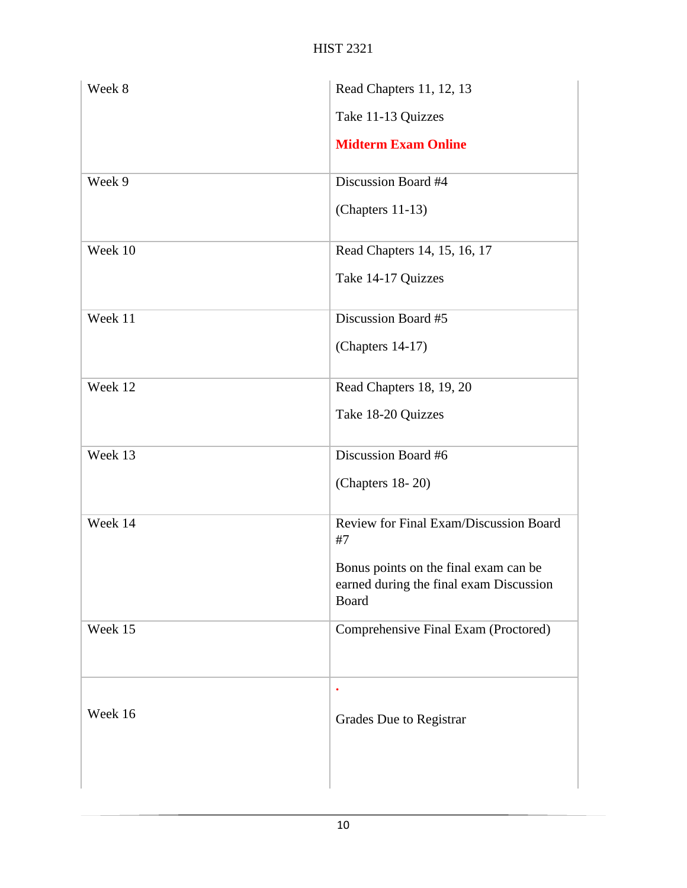| Week 8 | Read Chapters 11, 12, 13<br><br>Take 11-13 Quizzes<br><br>**Midterm Exam Online** |
|---|---|
| Week 9 | Discussion Board #4<br><br>(Chapters 11-13) |
| Week 10 | Read Chapters 14, 15, 16, 17<br><br>Take 14-17 Quizzes |
| Week 11 | Discussion Board #5<br><br>(Chapters 14-17) |
| Week 12 | Read Chapters 18, 19, 20<br><br>Take 18-20 Quizzes |
| Week 13 | Discussion Board #6<br><br>(Chapters 18- 20) |
| Week 14 | Review for Final Exam/Discussion Board #7<br><br>Bonus points on the final exam can be earned during the final exam Discussion Board |
| Week 15 | Comprehensive Final Exam (Proctored) |
| Week 16 | .<br><br>Grades Due to Registrar |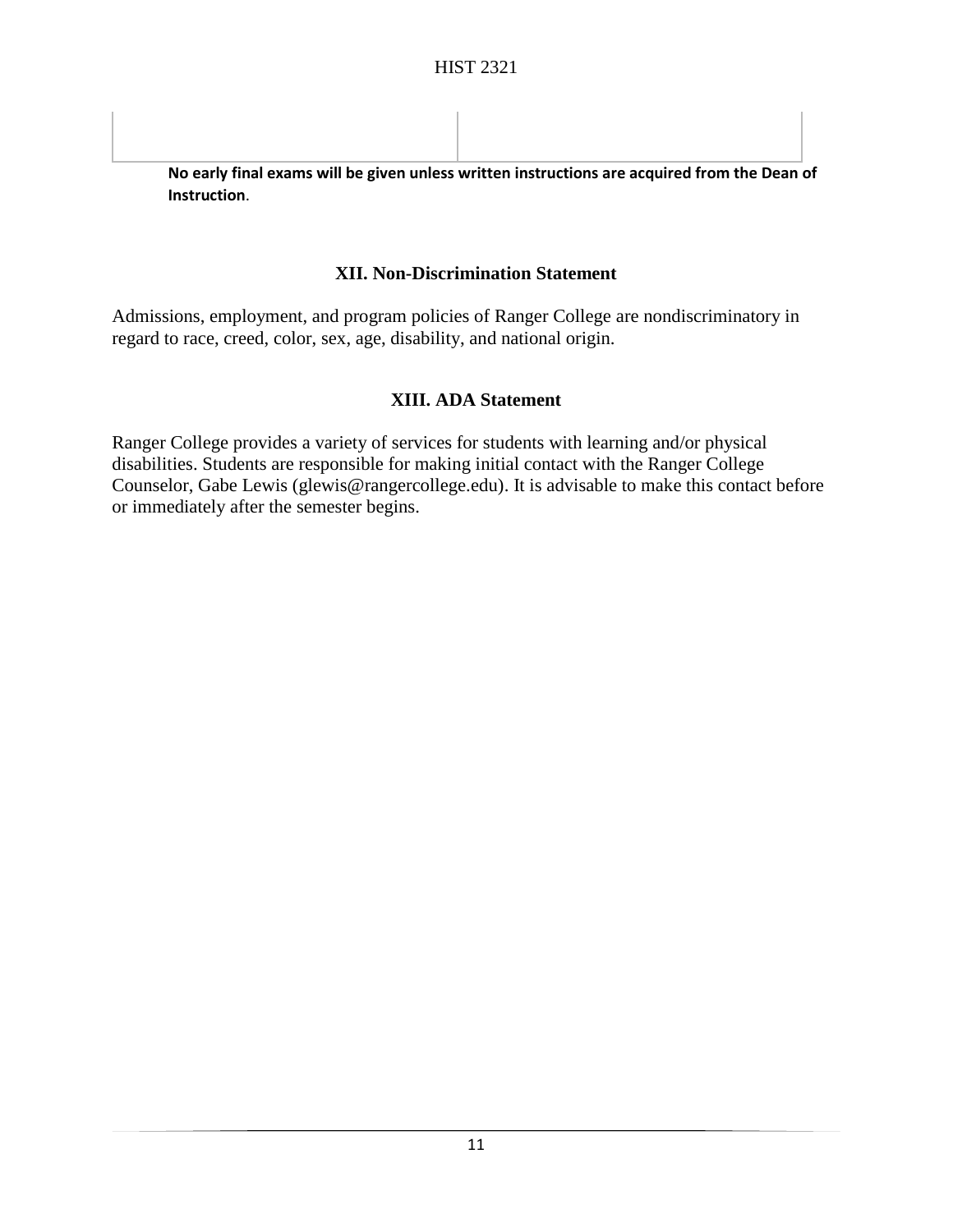| | |
|---|---|
| | |

**No early final exams will be given unless written instructions are acquired from the Dean of Instruction**.

## XII. Non-Discrimination Statement

Admissions, employment, and program policies of Ranger College are nondiscriminatory in regard to race, creed, color, sex, age, disability, and national origin.

## XIII. ADA Statement

Ranger College provides a variety of services for students with learning and/or physical disabilities. Students are responsible for making initial contact with the Ranger College Counselor, Gabe Lewis (glewis@rangercollege.edu). It is advisable to make this contact before or immediately after the semester begins.